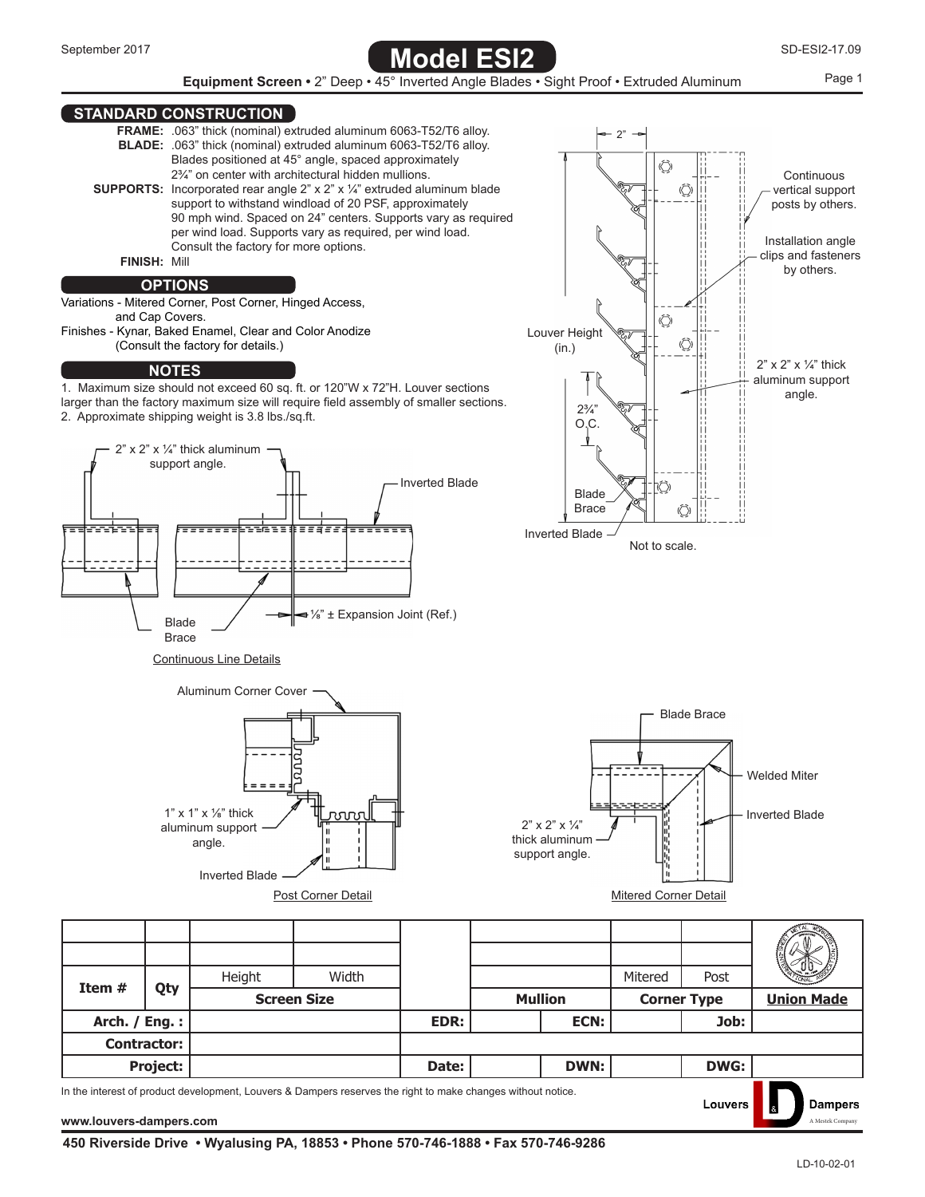September 2017

# Model ESI2

SD-ESI2-17.09

**Equipment Screen •** 2" Deep • 45° Inverted Angle Blades • Sight Proof • Extruded Aluminum

## STANDARD CONSTRUCTION

**FRAME:** .063" thick (nominal) extruded aluminum 6063-T52/T6 alloy.

**BLADE:** .063" thick (nominal) extruded aluminum 6063-T52/T6 alloy. Blades positioned at 45° angle, spaced approximately 2¾" on center with architectural hidden mullions.

**SUPPORTS:** Incorporated rear angle 2" x 2" x ¼" extruded aluminum blade support to withstand windload of 20 PSF, approximately 90 mph wind. Spaced on 24" centers. Supports vary as required per wind load. Supports vary as required, per wind load. Consult the factory for more options.

**FINISH:** Mill

## OPTIONS

Variations - Mitered Corner, Post Corner, Hinged Access, and Cap Covers.

Finishes - Kynar, Baked Enamel, Clear and Color Anodize (Consult the factory for details.)

## NOTES

1. Maximum size should not exceed 60 sq. ft. or 120"W x 72"H. Louver sections larger than the factory maximum size will require field assembly of smaller sections.
2. Approximate shipping weight is 3.8 lbs./sq.ft.

2" x 2" x ¼" thick aluminum support angle.

Inverted Blade

Blade Brace

⅛" ± Expansion Joint (Ref.)

Continuous Line Details

2"

Continuous vertical support posts by others.

Installation angle clips and fasteners by others.

Louver Height (in.)

2" x 2" x ¼" thick aluminum support angle.

2¾" O.C.

Blade Brace

Inverted Blade

Not to scale.

Aluminum Corner Cover

1" x 1" x ⅛" thick aluminum support angle.

Inverted Blade

Post Corner Detail

Blade Brace

Welded Miter

Inverted Blade

2" x 2" x ¼" thick aluminum support angle.

Mitered Corner Detail

| Item # | Qty | Height | Width | | Mullion | | Mitered | Post | Union Made |
|---|---|---|---|---|---|---|---|---|---|
| | | Screen Size | | | Mullion | | Corner Type | | Union Made |
| **Arch. / Eng. :** | | | | **EDR:** | | **ECN:** | | **Job:** | |
| **Contractor:** | | | | | | | | | |
| **Project:** | | | | **Date:** | | **DWN:** | | **DWG:** | |

In the interest of product development, Louvers & Dampers reserves the right to make changes without notice.

www.louvers-dampers.com

Louvers & Dampers — A Mestek Company

450 Riverside Drive • Wyalusing PA, 18853 • Phone 570-746-1888 • Fax 570-746-9286

LD-10-02-01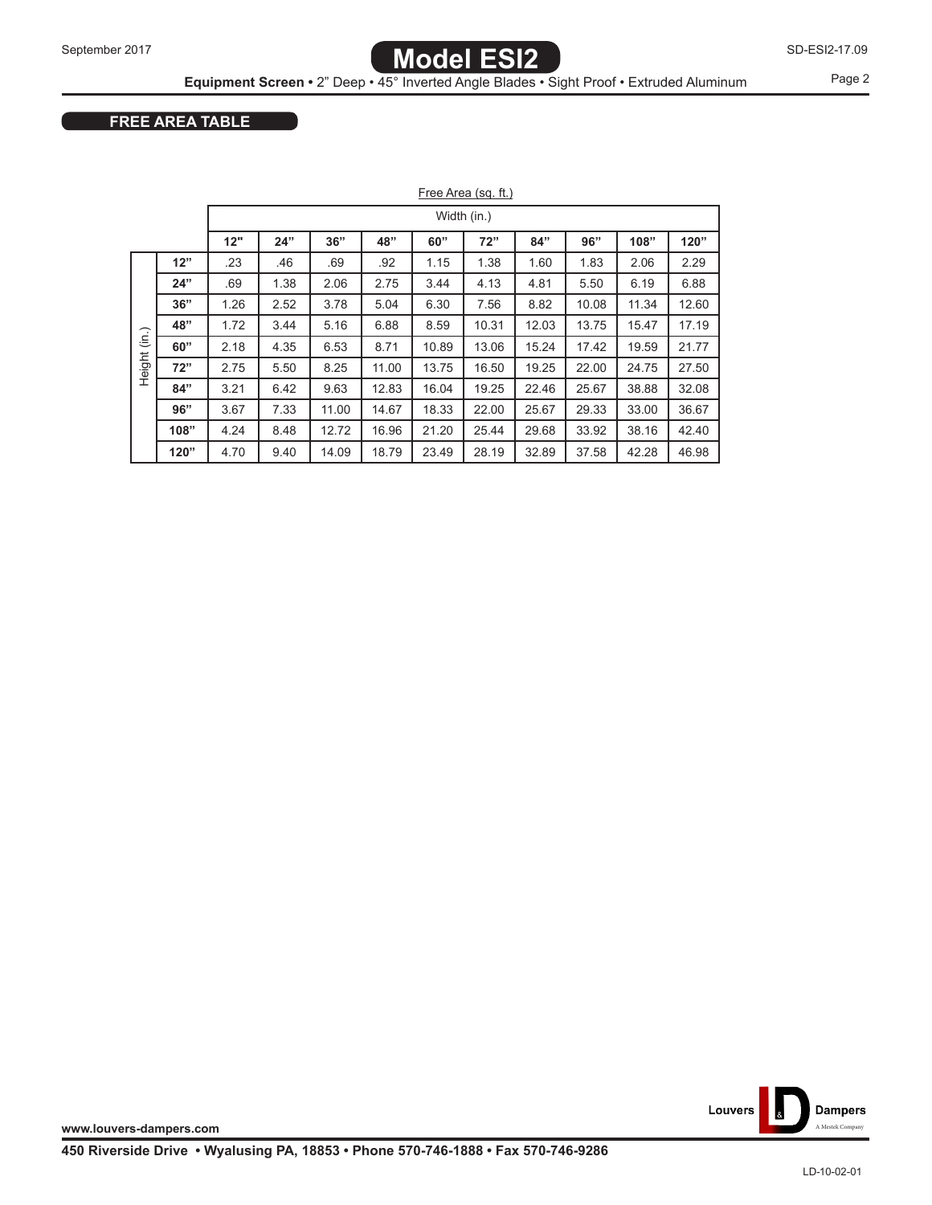## FREE AREA TABLE

Free Area (sq. ft.)

| | | Width (in.) | | | | | | | | | |
|---|---|---|---|---|---|---|---|---|---|---|---|
| | | 12" | 24" | 36" | 48" | 60" | 72" | 84" | 96" | 108" | 120" |
| Height (in.) | 12" | .23 | .46 | .69 | .92 | 1.15 | 1.38 | 1.60 | 1.83 | 2.06 | 2.29 |
| | 24" | .69 | 1.38 | 2.06 | 2.75 | 3.44 | 4.13 | 4.81 | 5.50 | 6.19 | 6.88 |
| | 36" | 1.26 | 2.52 | 3.78 | 5.04 | 6.30 | 7.56 | 8.82 | 10.08 | 11.34 | 12.60 |
| | 48" | 1.72 | 3.44 | 5.16 | 6.88 | 8.59 | 10.31 | 12.03 | 13.75 | 15.47 | 17.19 |
| | 60" | 2.18 | 4.35 | 6.53 | 8.71 | 10.89 | 13.06 | 15.24 | 17.42 | 19.59 | 21.77 |
| | 72" | 2.75 | 5.50 | 8.25 | 11.00 | 13.75 | 16.50 | 19.25 | 22.00 | 24.75 | 27.50 |
| | 84" | 3.21 | 6.42 | 9.63 | 12.83 | 16.04 | 19.25 | 22.46 | 25.67 | 38.88 | 32.08 |
| | 96" | 3.67 | 7.33 | 11.00 | 14.67 | 18.33 | 22.00 | 25.67 | 29.33 | 33.00 | 36.67 |
| | 108" | 4.24 | 8.48 | 12.72 | 16.96 | 21.20 | 25.44 | 29.68 | 33.92 | 38.16 | 42.40 |
| | 120" | 4.70 | 9.40 | 14.09 | 18.79 | 23.49 | 28.19 | 32.89 | 37.58 | 42.28 | 46.98 |